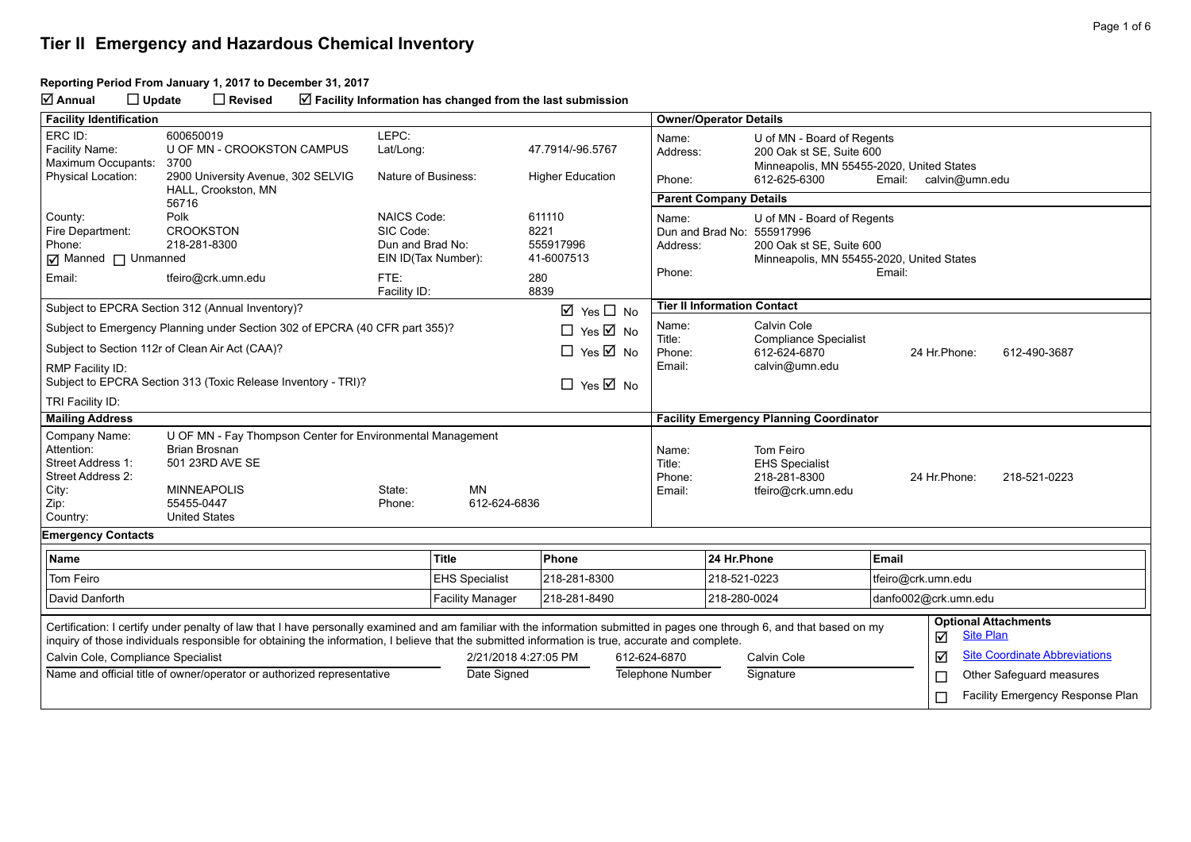# Tier II Emergency and Hazardous Chemical Inventory

**Reporting Period From January 1, 2017 to December 31, 2017**

☑ **Annual** ☐ **Update** ☐ **Revised** ☑ **Facility Information has changed from the last submission**

## Facility Identification

| | | | |
|---|---|---|---|
| ERC ID: | 600650019 | LEPC: | |
| Facility Name: | U OF MN - CROOKSTON CAMPUS | Lat/Long: | 47.7914/-96.5767 |
| Maximum Occupants: | 3700 | | |
| Physical Location: | 2900 University Avenue, 302 SELVIG HALL, Crookston, MN 56716 | Nature of Business: | Higher Education |
| County: | Polk | NAICS Code: | 611110 |
| Fire Department: | CROOKSTON | SIC Code: | 8221 |
| Phone: | 218-281-8300 | Dun and Brad No: | 555917996 |
| ☑ Manned ☐ Unmanned | | EIN ID(Tax Number): | 41-6007513 |
| Email: | tfeiro@crk.umn.edu | FTE: | 280 |
| | | Facility ID: | 8839 |

| | |
|---|---|
| Subject to EPCRA Section 312 (Annual Inventory)? | ☑ Yes ☐ No |
| Subject to Emergency Planning under Section 302 of EPCRA (40 CFR part 355)? | ☐ Yes ☑ No |
| Subject to Section 112r of Clean Air Act (CAA)? | ☐ Yes ☑ No |
| RMP Facility ID: | |
| Subject to EPCRA Section 313 (Toxic Release Inventory - TRI)? | ☐ Yes ☑ No |
| TRI Facility ID: | |

## Owner/Operator Details

Name: U of MN - Board of Regents
Address: 200 Oak st SE, Suite 600
Minneapolis, MN 55455-2020, United States
Phone: 612-625-6300 Email: calvin@umn.edu

## Parent Company Details

Name: U of MN - Board of Regents
Dun and Brad No: 555917996
Address: 200 Oak st SE, Suite 600
Minneapolis, MN 55455-2020, United States
Phone: Email:

## Tier II Information Contact

Name: Calvin Cole
Title: Compliance Specialist
Phone: 612-624-6870 24 Hr.Phone: 612-490-3687
Email: calvin@umn.edu

## Mailing Address

| | | | |
|---|---|---|---|
| Company Name: | U OF MN - Fay Thompson Center for Environmental Management | | |
| Attention: | Brian Brosnan | | |
| Street Address 1: | 501 23RD AVE SE | | |
| Street Address 2: | | | |
| City: | MINNEAPOLIS | State: | MN |
| Zip: | 55455-0447 | Phone: | 612-624-6836 |
| Country: | United States | | |

## Facility Emergency Planning Coordinator

Name: Tom Feiro
Title: EHS Specialist
Phone: 218-281-8300 24 Hr.Phone: 218-521-0223
Email: tfeiro@crk.umn.edu

## Emergency Contacts

| Name | Title | Phone | 24 Hr.Phone | Email |
|---|---|---|---|---|
| Tom Feiro | EHS Specialist | 218-281-8300 | 218-521-0223 | tfeiro@crk.umn.edu |
| David Danforth | Facility Manager | 218-281-8490 | 218-280-0024 | danfo002@crk.umn.edu |

Certification: I certify under penalty of law that I have personally examined and am familiar with the information submitted in pages one through 6, and that based on my inquiry of those individuals responsible for obtaining the information, I believe that the submitted information is true, accurate and complete.

| Name and official title of owner/operator or authorized representative | Date Signed | Telephone Number | Signature |
|---|---|---|---|
| Calvin Cole, Compliance Specialist | 2/21/2018 4:27:05 PM | 612-624-6870 | Calvin Cole |

**Optional Attachments**

☑ Site Plan
☑ Site Coordinate Abbreviations
☐ Other Safeguard measures
☐ Facility Emergency Response Plan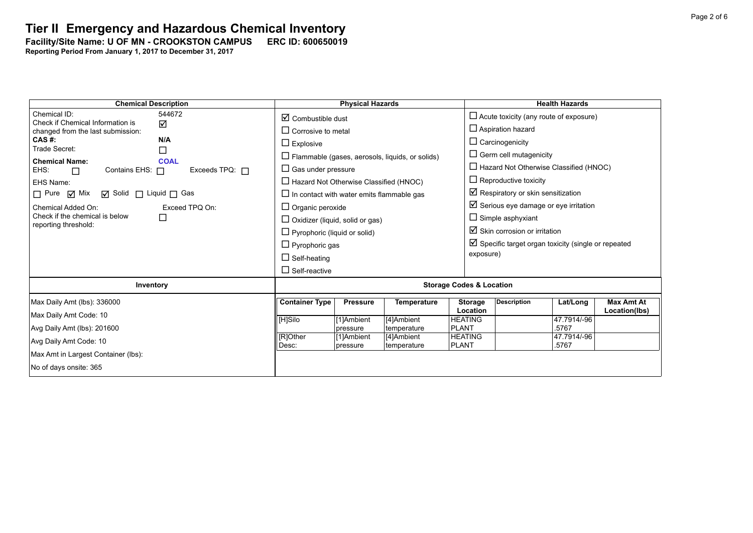# Tier II Emergency and Hazardous Chemical Inventory

**Facility/Site Name: U OF MN - CROOKSTON CAMPUS ERC ID: 600650019**

**Reporting Period From January 1, 2017 to December 31, 2017**

| Chemical Description | Physical Hazards | Health Hazards |
|---|---|---|
| Chemical ID: 544672<br>Check if Chemical Information is changed from the last submission: ☑<br>**CAS #:** **N/A**<br>Trade Secret: ☐<br>**Chemical Name:** **COAL**<br>EHS: ☐ Contains EHS: ☐ Exceeds TPQ: ☐<br>EHS Name:<br>☐ Pure ☑ Mix ☑ Solid ☐ Liquid ☐ Gas<br>Chemical Added On: Exceed TPQ On:<br>Check if the chemical is below reporting threshold: ☐ | ☑ Combustible dust<br>☐ Corrosive to metal<br>☐ Explosive<br>☐ Flammable (gases, aerosols, liquids, or solids)<br>☐ Gas under pressure<br>☐ Hazard Not Otherwise Classified (HNOC)<br>☐ In contact with water emits flammable gas<br>☐ Organic peroxide<br>☐ Oxidizer (liquid, solid or gas)<br>☐ Pyrophoric (liquid or solid)<br>☐ Pyrophoric gas<br>☐ Self-heating<br>☐ Self-reactive | ☐ Acute toxicity (any route of exposure)<br>☐ Aspiration hazard<br>☐ Carcinogenicity<br>☐ Germ cell mutagenicity<br>☐ Hazard Not Otherwise Classified (HNOC)<br>☐ Reproductive toxicity<br>☑ Respiratory or skin sensitization<br>☑ Serious eye damage or eye irritation<br>☐ Simple asphyxiant<br>☑ Skin corrosion or irritation<br>☑ Specific target organ toxicity (single or repeated exposure) |

**Inventory**

Max Daily Amt (lbs): 336000

Max Daily Amt Code: 10

Avg Daily Amt (lbs): 201600

Avg Daily Amt Code: 10

Max Amt in Largest Container (lbs):

No of days onsite: 365

**Storage Codes & Location**

| Container Type | Pressure | Temperature | Storage Location | Description | Lat/Long | Max Amt At Location(lbs) |
|---|---|---|---|---|---|---|
| [H]Silo | [1]Ambient pressure | [4]Ambient temperature | HEATING PLANT | | 47.7914/-96.5767 | |
| [R]Other Desc: | [1]Ambient pressure | [4]Ambient temperature | HEATING PLANT | | 47.7914/-96.5767 | |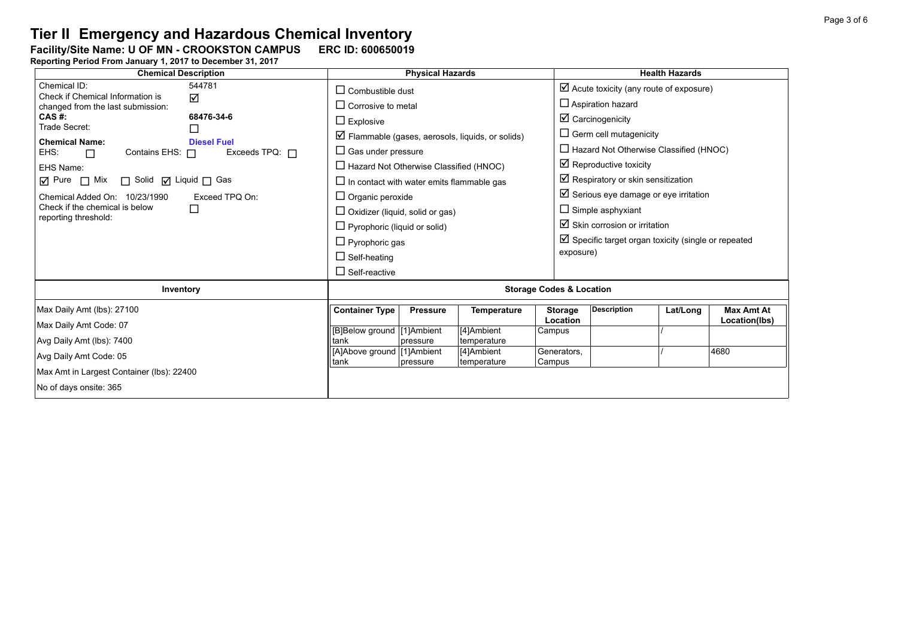# Tier II Emergency and Hazardous Chemical Inventory

**Facility/Site Name: U OF MN - CROOKSTON CAMPUS ERC ID: 600650019**

**Reporting Period From January 1, 2017 to December 31, 2017**

| Chemical Description | Physical Hazards | Health Hazards |
|---|---|---|
| Chemical ID: 544781<br>Check if Chemical Information is changed from the last submission: ☑<br>**CAS #:** **68476-34-6**<br>Trade Secret: ☐<br>**Chemical Name:** **Diesel Fuel**<br>EHS: ☐ Contains EHS: ☐ Exceeds TPQ: ☐<br>EHS Name:<br>☑ Pure ☐ Mix ☐ Solid ☑ Liquid ☐ Gas<br>Chemical Added On: 10/23/1990 Exceed TPQ On:<br>Check if the chemical is below reporting threshold: ☐ | ☐ Combustible dust<br>☐ Corrosive to metal<br>☐ Explosive<br>☑ Flammable (gases, aerosols, liquids, or solids)<br>☐ Gas under pressure<br>☐ Hazard Not Otherwise Classified (HNOC)<br>☐ In contact with water emits flammable gas<br>☐ Organic peroxide<br>☐ Oxidizer (liquid, solid or gas)<br>☐ Pyrophoric (liquid or solid)<br>☐ Pyrophoric gas<br>☐ Self-heating<br>☐ Self-reactive | ☑ Acute toxicity (any route of exposure)<br>☐ Aspiration hazard<br>☑ Carcinogenicity<br>☐ Germ cell mutagenicity<br>☐ Hazard Not Otherwise Classified (HNOC)<br>☑ Reproductive toxicity<br>☑ Respiratory or skin sensitization<br>☑ Serious eye damage or eye irritation<br>☐ Simple asphyxiant<br>☑ Skin corrosion or irritation<br>☑ Specific target organ toxicity (single or repeated exposure) |

**Inventory**

Max Daily Amt (lbs): 27100

Max Daily Amt Code: 07

Avg Daily Amt (lbs): 7400

Avg Daily Amt Code: 05

Max Amt in Largest Container (lbs): 22400

No of days onsite: 365

**Storage Codes & Location**

| Container Type | Pressure | Temperature | Storage Location | Description | Lat/Long | Max Amt At Location(lbs) |
|---|---|---|---|---|---|---|
| [B]Below ground tank | [1]Ambient pressure | [4]Ambient temperature | Campus | | / | |
| [A]Above ground tank | [1]Ambient pressure | [4]Ambient temperature | Generators, Campus | | / | 4680 |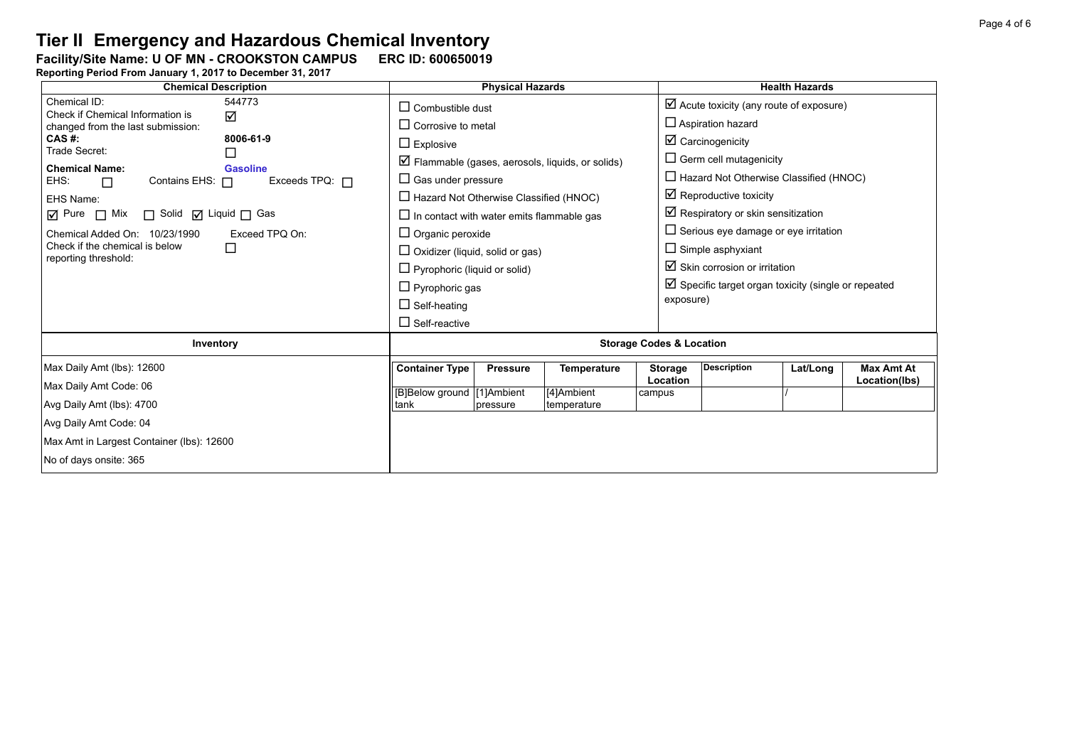# Tier II Emergency and Hazardous Chemical Inventory

**Facility/Site Name: U OF MN - CROOKSTON CAMPUS ERC ID: 600650019**

**Reporting Period From January 1, 2017 to December 31, 2017**

| Chemical Description | Physical Hazards | Health Hazards |
|---|---|---|
| Chemical ID: 544773<br>Check if Chemical Information is changed from the last submission: ☑<br>**CAS #:** **8006-61-9**<br>Trade Secret: ☐<br>**Chemical Name:** **Gasoline**<br>EHS: ☐ Contains EHS: ☐ Exceeds TPQ: ☐<br>EHS Name:<br>☑ Pure ☐ Mix ☐ Solid ☑ Liquid ☐ Gas<br>Chemical Added On: 10/23/1990 Exceed TPQ On:<br>Check if the chemical is below reporting threshold: ☐ | ☐ Combustible dust<br>☐ Corrosive to metal<br>☐ Explosive<br>☑ Flammable (gases, aerosols, liquids, or solids)<br>☐ Gas under pressure<br>☐ Hazard Not Otherwise Classified (HNOC)<br>☐ In contact with water emits flammable gas<br>☐ Organic peroxide<br>☐ Oxidizer (liquid, solid or gas)<br>☐ Pyrophoric (liquid or solid)<br>☐ Pyrophoric gas<br>☐ Self-heating<br>☐ Self-reactive | ☑ Acute toxicity (any route of exposure)<br>☐ Aspiration hazard<br>☑ Carcinogenicity<br>☐ Germ cell mutagenicity<br>☐ Hazard Not Otherwise Classified (HNOC)<br>☑ Reproductive toxicity<br>☑ Respiratory or skin sensitization<br>☐ Serious eye damage or eye irritation<br>☐ Simple asphyxiant<br>☑ Skin corrosion or irritation<br>☑ Specific target organ toxicity (single or repeated exposure) |

| Inventory |
|---|
| Max Daily Amt (lbs): 12600 |
| Max Daily Amt Code: 06 |
| Avg Daily Amt (lbs): 4700 |
| Avg Daily Amt Code: 04 |
| Max Amt in Largest Container (lbs): 12600 |
| No of days onsite: 365 |

**Storage Codes & Location**

| Container Type | Pressure | Temperature | Storage Location | Description | Lat/Long | Max Amt At Location(lbs) |
|---|---|---|---|---|---|---|
| [B]Below ground tank | [1]Ambient pressure | [4]Ambient temperature | campus | | / | |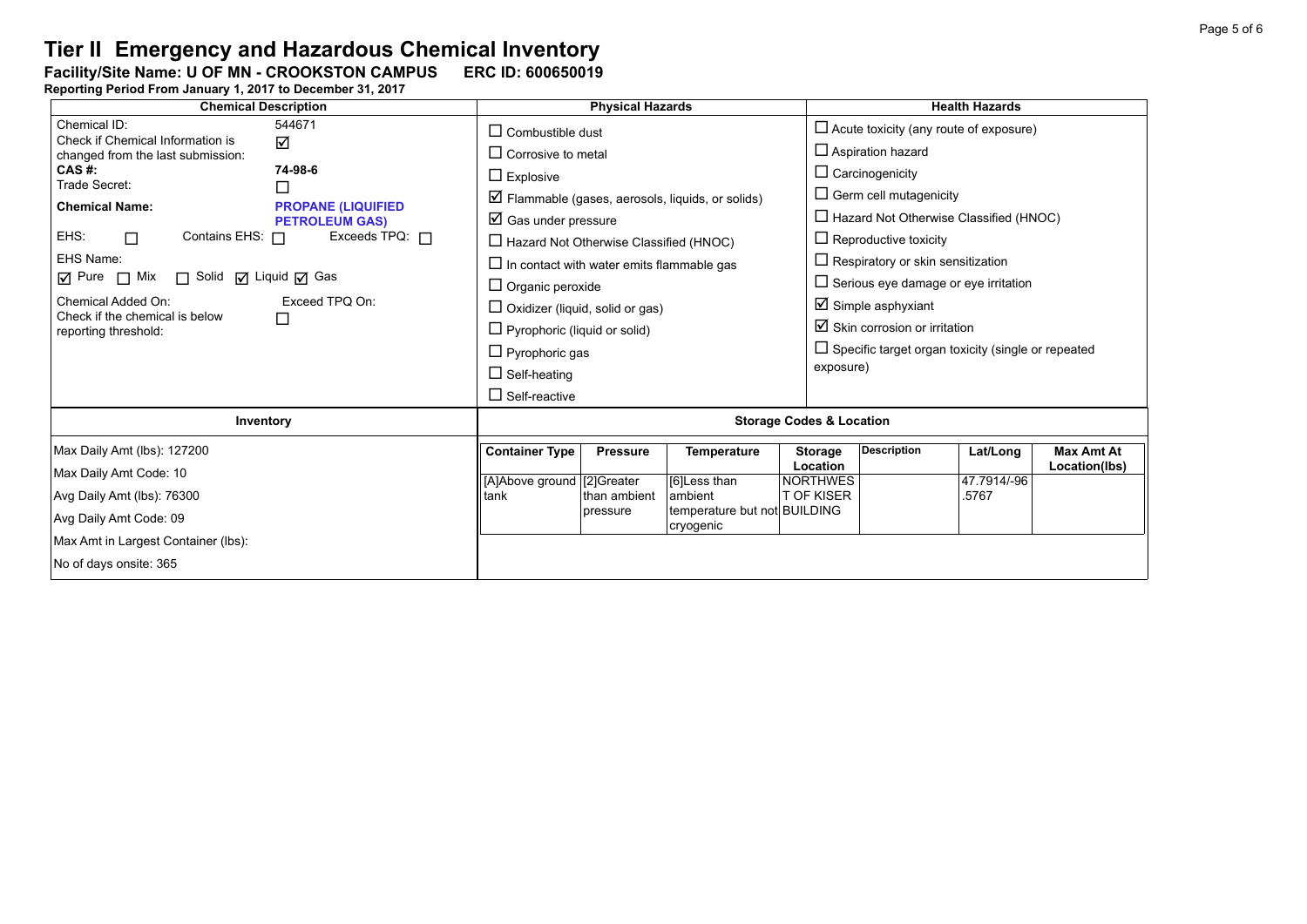# Tier II Emergency and Hazardous Chemical Inventory

**Facility/Site Name: U OF MN - CROOKSTON CAMPUS ERC ID: 600650019**

**Reporting Period From January 1, 2017 to December 31, 2017**

| Chemical Description | | Physical Hazards | Health Hazards |
|---|---|---|---|
| Chemical ID: | 544671 | ☐ Combustible dust | ☐ Acute toxicity (any route of exposure) |
| Check if Chemical Information is changed from the last submission: | ☑ | ☐ Corrosive to metal | ☐ Aspiration hazard |
| **CAS #:** | **74-98-6** | ☐ Explosive | ☐ Carcinogenicity |
| Trade Secret: | ☐ | ☑ Flammable (gases, aerosols, liquids, or solids) | ☐ Germ cell mutagenicity |
| **Chemical Name:** | **PROPANE (LIQUIFIED PETROLEUM GAS)** | ☑ Gas under pressure | ☐ Hazard Not Otherwise Classified (HNOC) |
| EHS: ☐ Contains EHS: ☐ | Exceeds TPQ: ☐ | ☐ Hazard Not Otherwise Classified (HNOC) | ☐ Reproductive toxicity |
| EHS Name: | | ☐ In contact with water emits flammable gas | ☐ Respiratory or skin sensitization |
| ☑ Pure ☐ Mix | ☐ Solid ☑ Liquid ☑ Gas | ☐ Organic peroxide | ☐ Serious eye damage or eye irritation |
| Chemical Added On: | Exceed TPQ On: | ☐ Oxidizer (liquid, solid or gas) | ☑ Simple asphyxiant |
| Check if the chemical is below reporting threshold: | ☐ | ☐ Pyrophoric (liquid or solid) | ☑ Skin corrosion or irritation |
| | | ☐ Pyrophoric gas | ☐ Specific target organ toxicity (single or repeated exposure) |
| | | ☐ Self-heating | |
| | | ☐ Self-reactive | |

**Inventory**

- Max Daily Amt (lbs): 127200
- Max Daily Amt Code: 10
- Avg Daily Amt (lbs): 76300
- Avg Daily Amt Code: 09
- Max Amt in Largest Container (lbs):
- No of days onsite: 365

**Storage Codes & Location**

| Container Type | Pressure | Temperature | Storage Location | Description | Lat/Long | Max Amt At Location(lbs) |
|---|---|---|---|---|---|---|
| [A]Above ground tank | [2]Greater than ambient pressure | [6]Less than ambient temperature but not cryogenic | NORTHWEST OF KISER BUILDING | | 47.7914/-96.5767 | |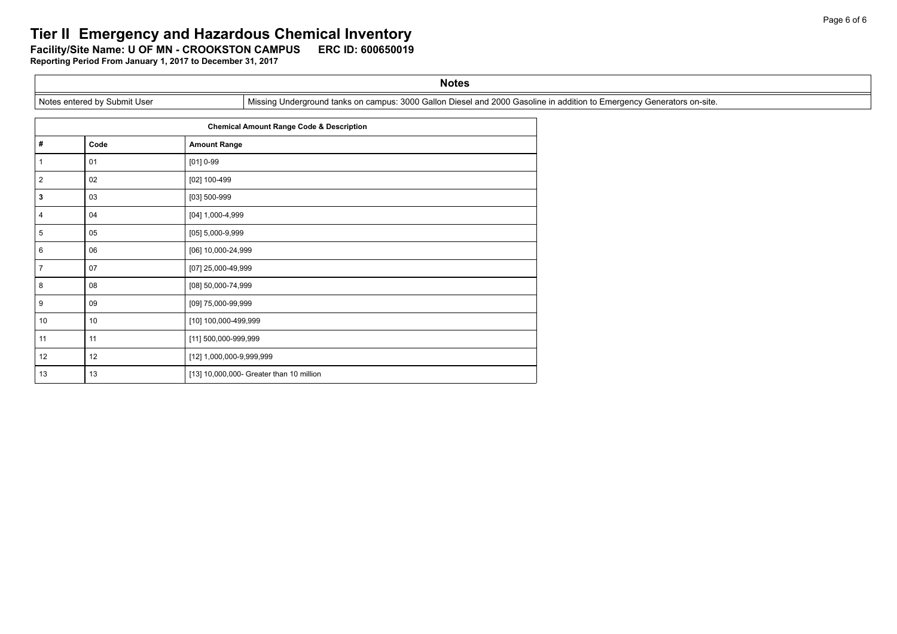# Tier II Emergency and Hazardous Chemical Inventory

**Facility/Site Name: U OF MN - CROOKSTON CAMPUS ERC ID: 600650019**

**Reporting Period From January 1, 2017 to December 31, 2017**

| Notes | |
|---|---|
| Notes entered by Submit User | Missing Underground tanks on campus: 3000 Gallon Diesel and 2000 Gasoline in addition to Emergency Generators on-site. |

**Chemical Amount Range Code & Description**

| # | Code | Amount Range |
|---|---|---|
| 1 | 01 | [01] 0-99 |
| 2 | 02 | [02] 100-499 |
| 3 | 03 | [03] 500-999 |
| 4 | 04 | [04] 1,000-4,999 |
| 5 | 05 | [05] 5,000-9,999 |
| 6 | 06 | [06] 10,000-24,999 |
| 7 | 07 | [07] 25,000-49,999 |
| 8 | 08 | [08] 50,000-74,999 |
| 9 | 09 | [09] 75,000-99,999 |
| 10 | 10 | [10] 100,000-499,999 |
| 11 | 11 | [11] 500,000-999,999 |
| 12 | 12 | [12] 1,000,000-9,999,999 |
| 13 | 13 | [13] 10,000,000- Greater than 10 million |